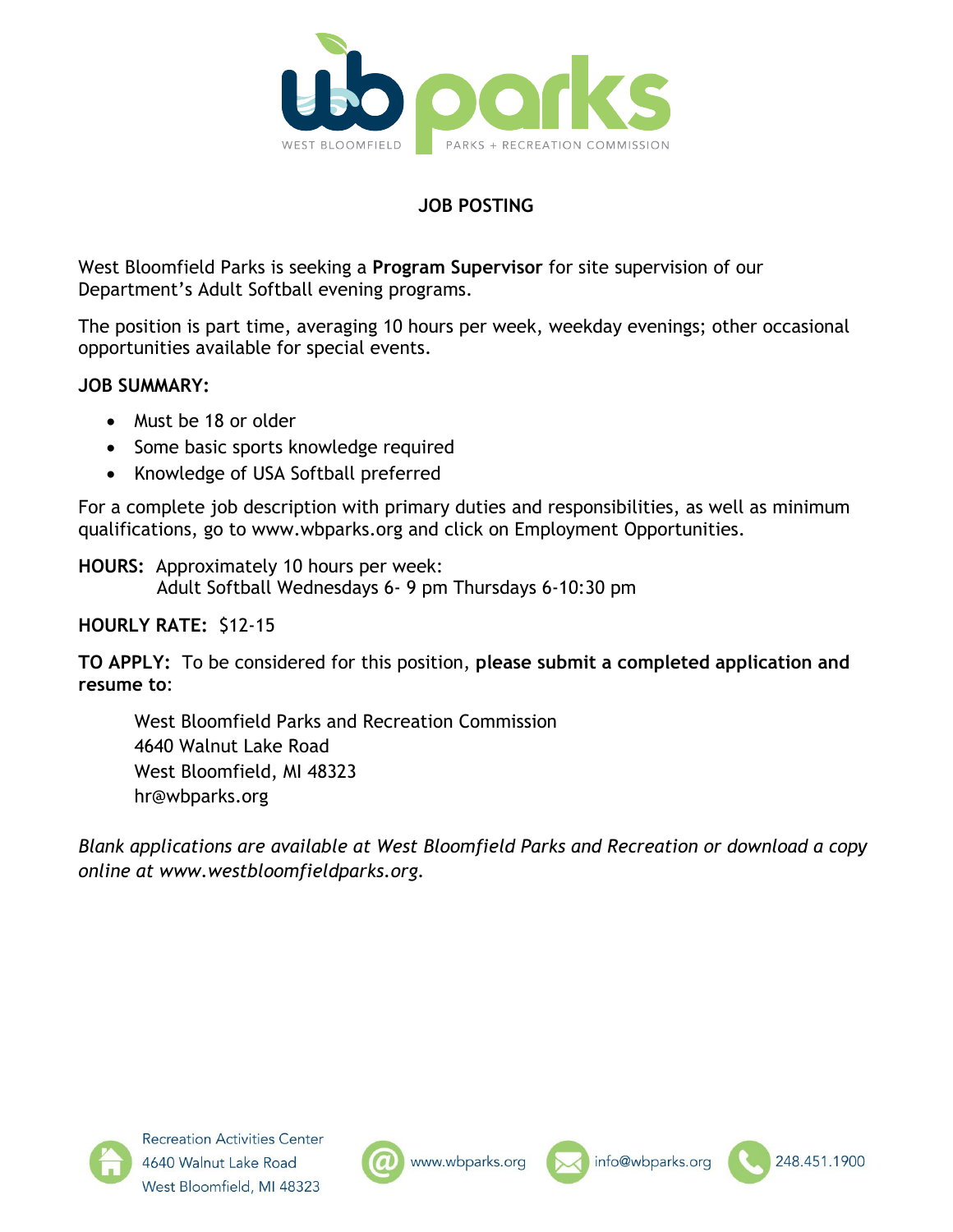WEST BLOOMFIELD PARKS + RECREATION COMMISSION

## JOB POSTING

West Bloomfield Parks is seeking a **Program Supervisor** for site supervision of our Department's Adult Softball evening programs.

The position is part time, averaging 10 hours per week, weekday evenings; other occasional opportunities available for special events.

**JOB SUMMARY:**

- Must be 18 or older
- Some basic sports knowledge required
- Knowledge of USA Softball preferred

For a complete job description with primary duties and responsibilities, as well as minimum qualifications, go to www.wbparks.org and click on Employment Opportunities.

**HOURS:** Approximately 10 hours per week:
Adult Softball Wednesdays 6- 9 pm Thursdays 6-10:30 pm

**HOURLY RATE:** $12-15

**TO APPLY:** To be considered for this position, **please submit a completed application and resume to**:

West Bloomfield Parks and Recreation Commission
4640 Walnut Lake Road
West Bloomfield, MI 48323
hr@wbparks.org

*Blank applications are available at West Bloomfield Parks and Recreation or download a copy online at www.westbloomfieldparks.org.*

Recreation Activities Center
4640 Walnut Lake Road
West Bloomfield, MI 48323

www.wbparks.org

info@wbparks.org

248.451.1900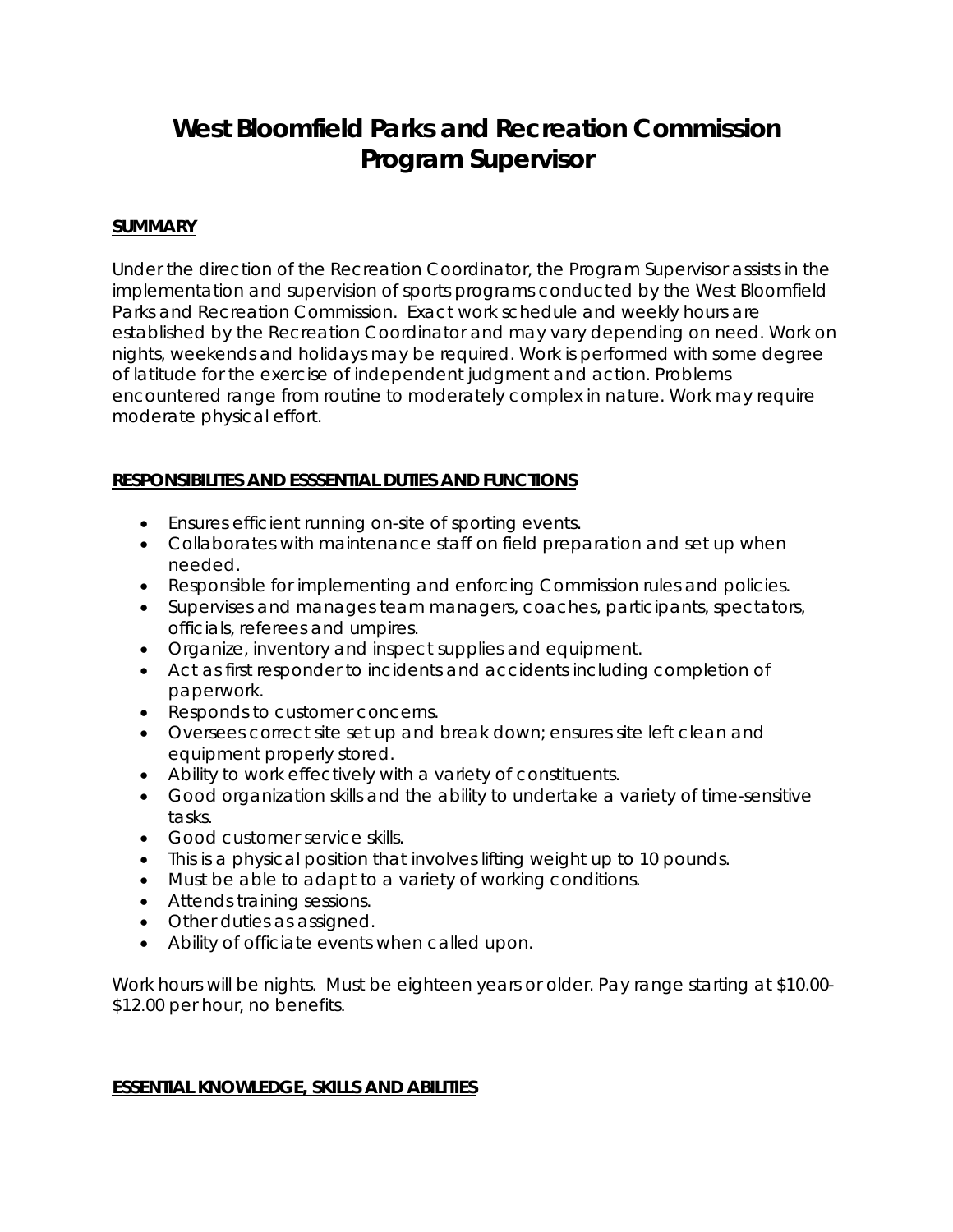# West Bloomfield Parks and Recreation Commission
# Program Supervisor

## SUMMARY

Under the direction of the Recreation Coordinator, the Program Supervisor assists in the implementation and supervision of sports programs conducted by the West Bloomfield Parks and Recreation Commission. Exact work schedule and weekly hours are established by the Recreation Coordinator and may vary depending on need. Work on nights, weekends and holidays may be required. Work is performed with some degree of latitude for the exercise of independent judgment and action. Problems encountered range from routine to moderately complex in nature. Work may require moderate physical effort.

## RESPONSIBILITES AND ESSSENTIAL DUTIES AND FUNCTIONS

- Ensures efficient running on-site of sporting events.
- Collaborates with maintenance staff on field preparation and set up when needed.
- Responsible for implementing and enforcing Commission rules and policies.
- Supervises and manages team managers, coaches, participants, spectators, officials, referees and umpires.
- Organize, inventory and inspect supplies and equipment.
- Act as first responder to incidents and accidents including completion of paperwork.
- Responds to customer concerns.
- Oversees correct site set up and break down; ensures site left clean and equipment properly stored.
- Ability to work effectively with a variety of constituents.
- Good organization skills and the ability to undertake a variety of time-sensitive tasks.
- Good customer service skills.
- This is a physical position that involves lifting weight up to 10 pounds.
- Must be able to adapt to a variety of working conditions.
- Attends training sessions.
- Other duties as assigned.
- Ability of officiate events when called upon.

Work hours will be nights. Must be eighteen years or older. Pay range starting at $10.00-$12.00 per hour, no benefits.

## ESSENTIAL KNOWLEDGE, SKILLS AND ABILITIES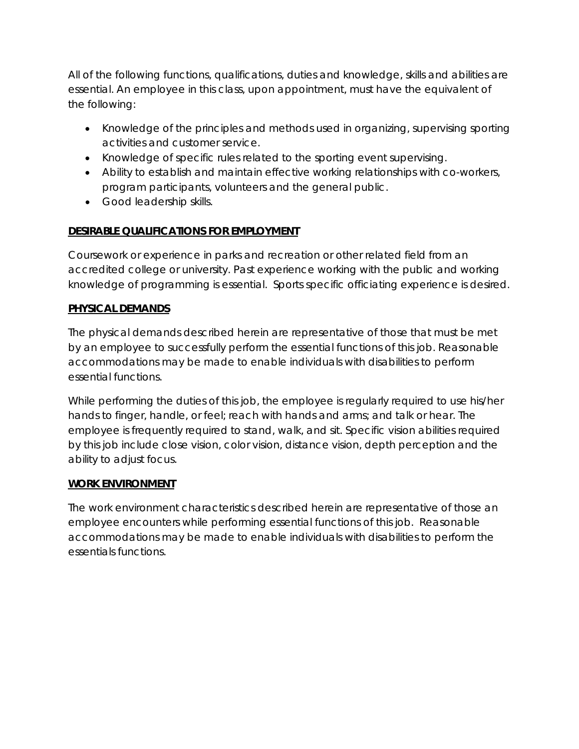All of the following functions, qualifications, duties and knowledge, skills and abilities are essential. An employee in this class, upon appointment, must have the equivalent of the following:

- Knowledge of the principles and methods used in organizing, supervising sporting activities and customer service.
- Knowledge of specific rules related to the sporting event supervising.
- Ability to establish and maintain effective working relationships with co-workers, program participants, volunteers and the general public.
- Good leadership skills.

## DESIRABLE QUALIFICATIONS FOR EMPLOYMENT

Coursework or experience in parks and recreation or other related field from an accredited college or university. Past experience working with the public and working knowledge of programming is essential. Sports specific officiating experience is desired.

## PHYSICAL DEMANDS

The physical demands described herein are representative of those that must be met by an employee to successfully perform the essential functions of this job. Reasonable accommodations may be made to enable individuals with disabilities to perform essential functions.

While performing the duties of this job, the employee is regularly required to use his/her hands to finger, handle, or feel; reach with hands and arms; and talk or hear. The employee is frequently required to stand, walk, and sit. Specific vision abilities required by this job include close vision, color vision, distance vision, depth perception and the ability to adjust focus.

## WORK ENVIRONMENT

The work environment characteristics described herein are representative of those an employee encounters while performing essential functions of this job. Reasonable accommodations may be made to enable individuals with disabilities to perform the essentials functions.